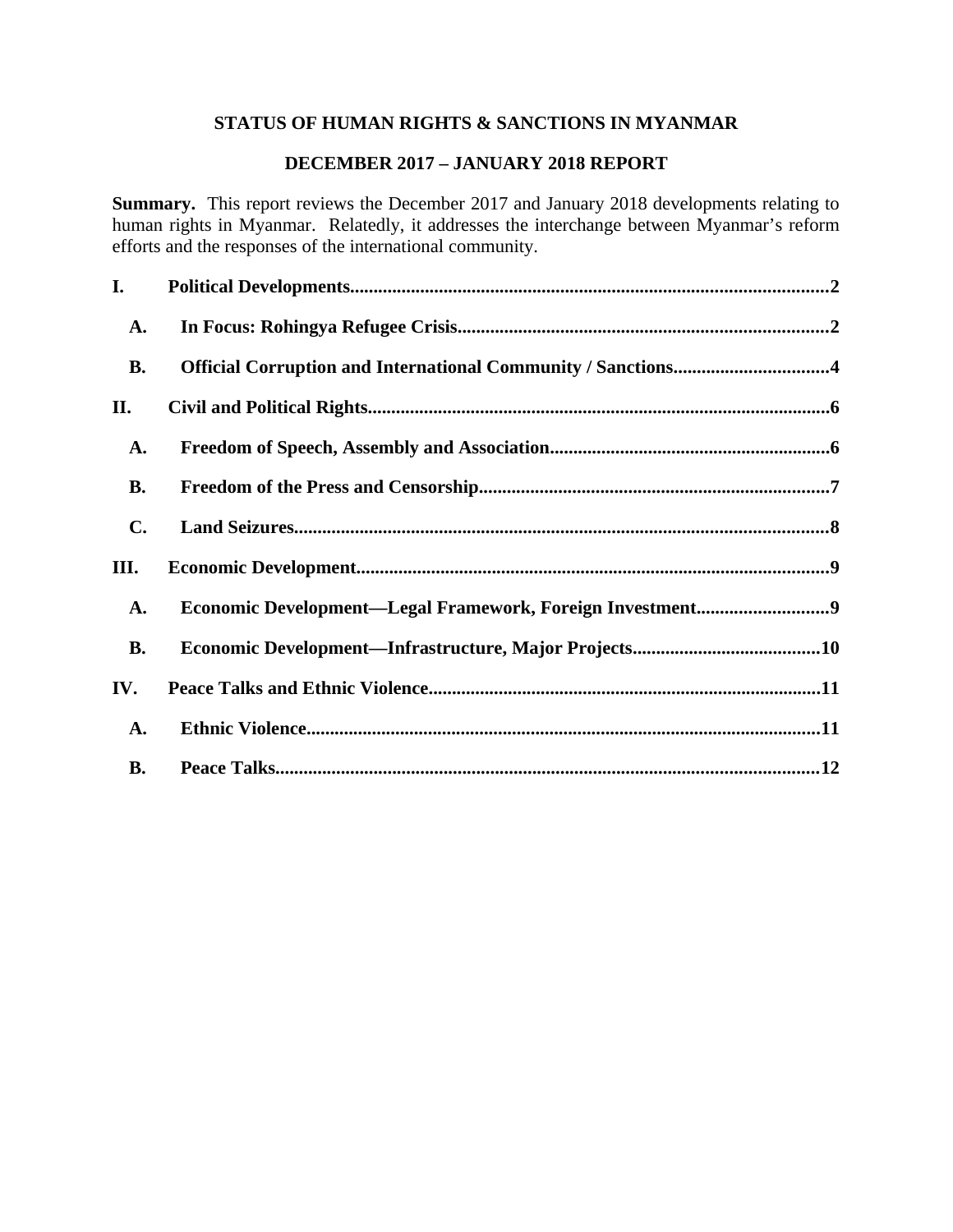# STATUS OF HUMAN RIGHTS & SANCTIONS IN MYANMAR

## DECEMBER 2017 – JANUARY 2018 REPORT

**Summary.** This report reviews the December 2017 and January 2018 developments relating to human rights in Myanmar. Relatedly, it addresses the interchange between Myanmar's reform efforts and the responses of the international community.

**I. Political Developments........................................................2**

- **A. In Focus: Rohingya Refugee Crisis........................................2**
- **B. Official Corruption and International Community / Sanctions........................4**

**II. Civil and Political Rights........................................................6**

- **A. Freedom of Speech, Assembly and Association........................................6**
- **B. Freedom of the Press and Censorship........................................7**
- **C. Land Seizures........................................................8**

**III. Economic Development........................................................9**

- **A. Economic Development—Legal Framework, Foreign Investment........................9**
- **B. Economic Development—Infrastructure, Major Projects........................10**

**IV. Peace Talks and Ethnic Violence........................................................11**

- **A. Ethnic Violence........................................................11**
- **B. Peace Talks........................................................12**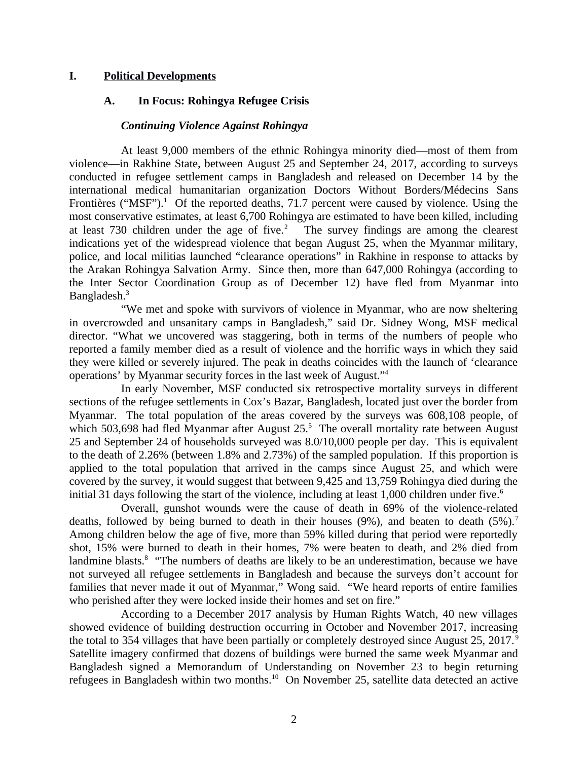# I. Political Developments

## A. In Focus: Rohingya Refugee Crisis

### *Continuing Violence Against Rohingya*

At least 9,000 members of the ethnic Rohingya minority died—most of them from violence—in Rakhine State, between August 25 and September 24, 2017, according to surveys conducted in refugee settlement camps in Bangladesh and released on December 14 by the international medical humanitarian organization Doctors Without Borders/Médecins Sans Frontières ("MSF").[1] Of the reported deaths, 71.7 percent were caused by violence. Using the most conservative estimates, at least 6,700 Rohingya are estimated to have been killed, including at least 730 children under the age of five.[2] The survey findings are among the clearest indications yet of the widespread violence that began August 25, when the Myanmar military, police, and local militias launched "clearance operations" in Rakhine in response to attacks by the Arakan Rohingya Salvation Army. Since then, more than 647,000 Rohingya (according to the Inter Sector Coordination Group as of December 12) have fled from Myanmar into Bangladesh.[3]

"We met and spoke with survivors of violence in Myanmar, who are now sheltering in overcrowded and unsanitary camps in Bangladesh," said Dr. Sidney Wong, MSF medical director. "What we uncovered was staggering, both in terms of the numbers of people who reported a family member died as a result of violence and the horrific ways in which they said they were killed or severely injured. The peak in deaths coincides with the launch of 'clearance operations' by Myanmar security forces in the last week of August."[4]

In early November, MSF conducted six retrospective mortality surveys in different sections of the refugee settlements in Cox's Bazar, Bangladesh, located just over the border from Myanmar. The total population of the areas covered by the surveys was 608,108 people, of which 503,698 had fled Myanmar after August 25.[5] The overall mortality rate between August 25 and September 24 of households surveyed was 8.0/10,000 people per day. This is equivalent to the death of 2.26% (between 1.8% and 2.73%) of the sampled population. If this proportion is applied to the total population that arrived in the camps since August 25, and which were covered by the survey, it would suggest that between 9,425 and 13,759 Rohingya died during the initial 31 days following the start of the violence, including at least 1,000 children under five.[6]

Overall, gunshot wounds were the cause of death in 69% of the violence-related deaths, followed by being burned to death in their houses (9%), and beaten to death (5%).[7] Among children below the age of five, more than 59% killed during that period were reportedly shot, 15% were burned to death in their homes, 7% were beaten to death, and 2% died from landmine blasts.[8] "The numbers of deaths are likely to be an underestimation, because we have not surveyed all refugee settlements in Bangladesh and because the surveys don't account for families that never made it out of Myanmar," Wong said. "We heard reports of entire families who perished after they were locked inside their homes and set on fire."

According to a December 2017 analysis by Human Rights Watch, 40 new villages showed evidence of building destruction occurring in October and November 2017, increasing the total to 354 villages that have been partially or completely destroyed since August 25, 2017.[9] Satellite imagery confirmed that dozens of buildings were burned the same week Myanmar and Bangladesh signed a Memorandum of Understanding on November 23 to begin returning refugees in Bangladesh within two months.[10] On November 25, satellite data detected an active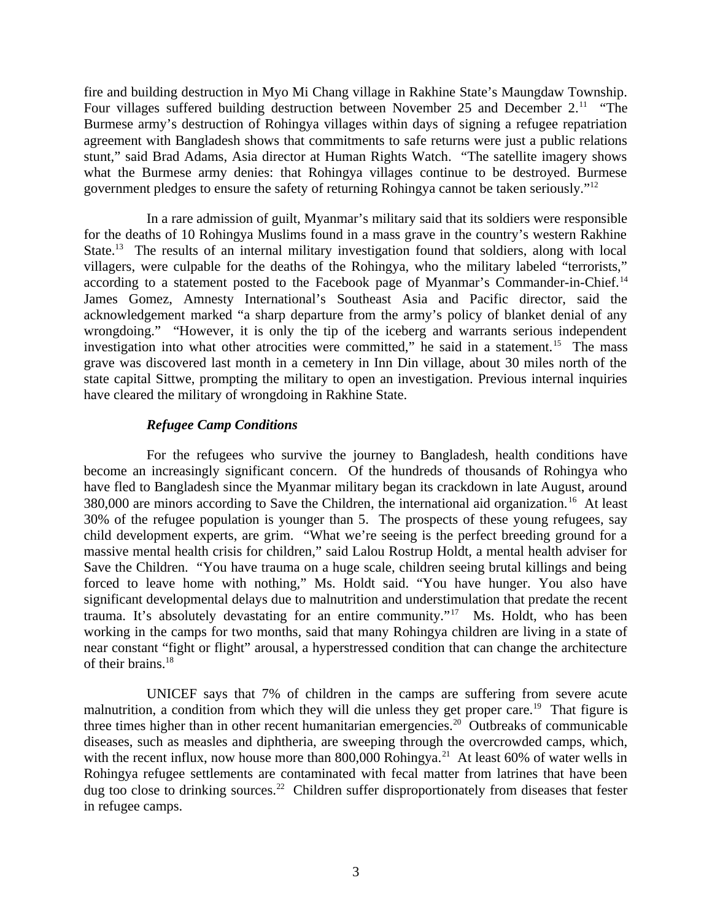fire and building destruction in Myo Mi Chang village in Rakhine State's Maungdaw Township. Four villages suffered building destruction between November 25 and December 2.[11] "The Burmese army's destruction of Rohingya villages within days of signing a refugee repatriation agreement with Bangladesh shows that commitments to safe returns were just a public relations stunt," said Brad Adams, Asia director at Human Rights Watch. "The satellite imagery shows what the Burmese army denies: that Rohingya villages continue to be destroyed. Burmese government pledges to ensure the safety of returning Rohingya cannot be taken seriously."[12]

In a rare admission of guilt, Myanmar's military said that its soldiers were responsible for the deaths of 10 Rohingya Muslims found in a mass grave in the country's western Rakhine State.[13] The results of an internal military investigation found that soldiers, along with local villagers, were culpable for the deaths of the Rohingya, who the military labeled "terrorists," according to a statement posted to the Facebook page of Myanmar's Commander-in-Chief.[14] James Gomez, Amnesty International's Southeast Asia and Pacific director, said the acknowledgement marked "a sharp departure from the army's policy of blanket denial of any wrongdoing." "However, it is only the tip of the iceberg and warrants serious independent investigation into what other atrocities were committed," he said in a statement.[15] The mass grave was discovered last month in a cemetery in Inn Din village, about 30 miles north of the state capital Sittwe, prompting the military to open an investigation. Previous internal inquiries have cleared the military of wrongdoing in Rakhine State.

### *Refugee Camp Conditions*

For the refugees who survive the journey to Bangladesh, health conditions have become an increasingly significant concern. Of the hundreds of thousands of Rohingya who have fled to Bangladesh since the Myanmar military began its crackdown in late August, around 380,000 are minors according to Save the Children, the international aid organization.[16] At least 30% of the refugee population is younger than 5. The prospects of these young refugees, say child development experts, are grim. "What we're seeing is the perfect breeding ground for a massive mental health crisis for children," said Lalou Rostrup Holdt, a mental health adviser for Save the Children. "You have trauma on a huge scale, children seeing brutal killings and being forced to leave home with nothing," Ms. Holdt said. "You have hunger. You also have significant developmental delays due to malnutrition and understimulation that predate the recent trauma. It's absolutely devastating for an entire community."[17] Ms. Holdt, who has been working in the camps for two months, said that many Rohingya children are living in a state of near constant "fight or flight" arousal, a hyperstressed condition that can change the architecture of their brains.[18]

UNICEF says that 7% of children in the camps are suffering from severe acute malnutrition, a condition from which they will die unless they get proper care.[19] That figure is three times higher than in other recent humanitarian emergencies.[20] Outbreaks of communicable diseases, such as measles and diphtheria, are sweeping through the overcrowded camps, which, with the recent influx, now house more than 800,000 Rohingya.[21] At least 60% of water wells in Rohingya refugee settlements are contaminated with fecal matter from latrines that have been dug too close to drinking sources.[22] Children suffer disproportionately from diseases that fester in refugee camps.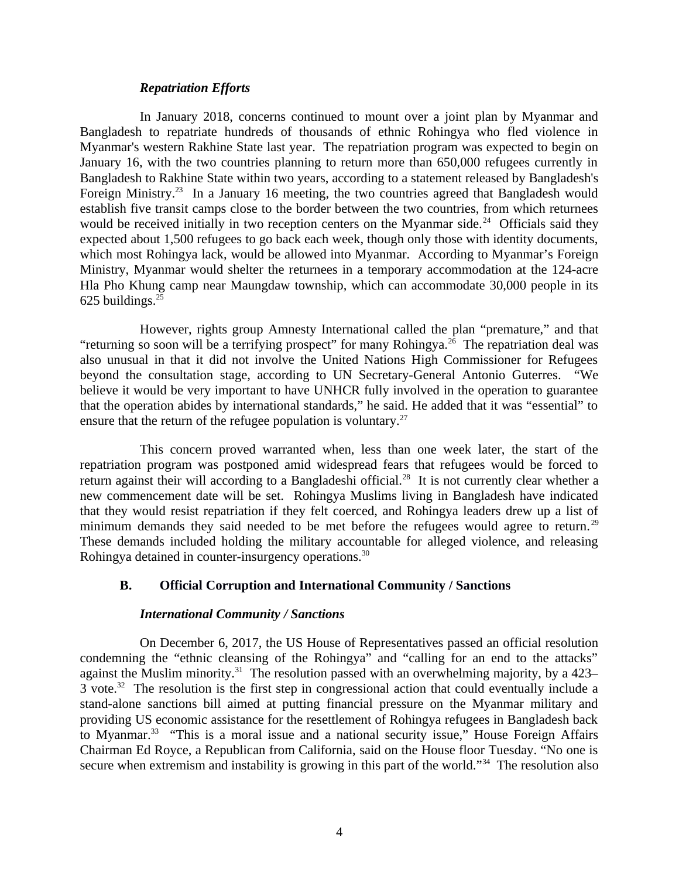### *Repatriation Efforts*

In January 2018, concerns continued to mount over a joint plan by Myanmar and Bangladesh to repatriate hundreds of thousands of ethnic Rohingya who fled violence in Myanmar's western Rakhine State last year. The repatriation program was expected to begin on January 16, with the two countries planning to return more than 650,000 refugees currently in Bangladesh to Rakhine State within two years, according to a statement released by Bangladesh's Foreign Ministry.[23] In a January 16 meeting, the two countries agreed that Bangladesh would establish five transit camps close to the border between the two countries, from which returnees would be received initially in two reception centers on the Myanmar side.[24] Officials said they expected about 1,500 refugees to go back each week, though only those with identity documents, which most Rohingya lack, would be allowed into Myanmar. According to Myanmar's Foreign Ministry, Myanmar would shelter the returnees in a temporary accommodation at the 124-acre Hla Pho Khung camp near Maungdaw township, which can accommodate 30,000 people in its 625 buildings.[25]

However, rights group Amnesty International called the plan "premature," and that "returning so soon will be a terrifying prospect" for many Rohingya.[26] The repatriation deal was also unusual in that it did not involve the United Nations High Commissioner for Refugees beyond the consultation stage, according to UN Secretary-General Antonio Guterres. "We believe it would be very important to have UNHCR fully involved in the operation to guarantee that the operation abides by international standards," he said. He added that it was "essential" to ensure that the return of the refugee population is voluntary.[27]

This concern proved warranted when, less than one week later, the start of the repatriation program was postponed amid widespread fears that refugees would be forced to return against their will according to a Bangladeshi official.[28] It is not currently clear whether a new commencement date will be set. Rohingya Muslims living in Bangladesh have indicated that they would resist repatriation if they felt coerced, and Rohingya leaders drew up a list of minimum demands they said needed to be met before the refugees would agree to return.[29] These demands included holding the military accountable for alleged violence, and releasing Rohingya detained in counter-insurgency operations.[30]

## B. Official Corruption and International Community / Sanctions

### *International Community / Sanctions*

On December 6, 2017, the US House of Representatives passed an official resolution condemning the "ethnic cleansing of the Rohingya" and "calling for an end to the attacks" against the Muslim minority.[31] The resolution passed with an overwhelming majority, by a 423–3 vote.[32] The resolution is the first step in congressional action that could eventually include a stand-alone sanctions bill aimed at putting financial pressure on the Myanmar military and providing US economic assistance for the resettlement of Rohingya refugees in Bangladesh back to Myanmar.[33] "This is a moral issue and a national security issue," House Foreign Affairs Chairman Ed Royce, a Republican from California, said on the House floor Tuesday. "No one is secure when extremism and instability is growing in this part of the world."[34] The resolution also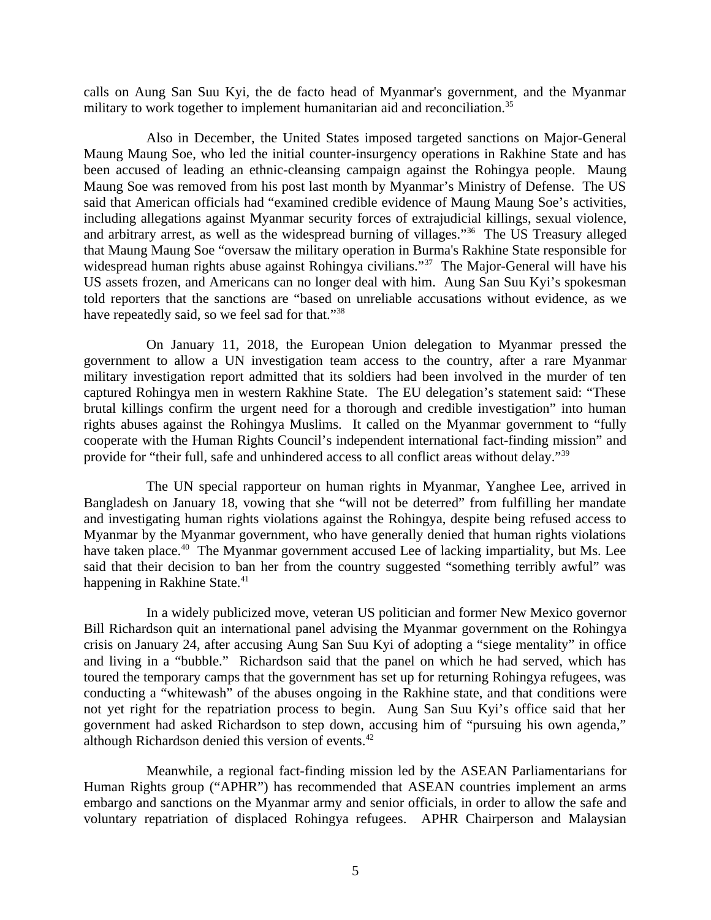calls on Aung San Suu Kyi, the de facto head of Myanmar's government, and the Myanmar military to work together to implement humanitarian aid and reconciliation.[35]

Also in December, the United States imposed targeted sanctions on Major-General Maung Maung Soe, who led the initial counter-insurgency operations in Rakhine State and has been accused of leading an ethnic-cleansing campaign against the Rohingya people. Maung Maung Soe was removed from his post last month by Myanmar's Ministry of Defense. The US said that American officials had "examined credible evidence of Maung Maung Soe's activities, including allegations against Myanmar security forces of extrajudicial killings, sexual violence, and arbitrary arrest, as well as the widespread burning of villages."[36] The US Treasury alleged that Maung Maung Soe "oversaw the military operation in Burma's Rakhine State responsible for widespread human rights abuse against Rohingya civilians."[37] The Major-General will have his US assets frozen, and Americans can no longer deal with him. Aung San Suu Kyi's spokesman told reporters that the sanctions are "based on unreliable accusations without evidence, as we have repeatedly said, so we feel sad for that."[38]

On January 11, 2018, the European Union delegation to Myanmar pressed the government to allow a UN investigation team access to the country, after a rare Myanmar military investigation report admitted that its soldiers had been involved in the murder of ten captured Rohingya men in western Rakhine State. The EU delegation's statement said: "These brutal killings confirm the urgent need for a thorough and credible investigation" into human rights abuses against the Rohingya Muslims. It called on the Myanmar government to "fully cooperate with the Human Rights Council's independent international fact-finding mission" and provide for "their full, safe and unhindered access to all conflict areas without delay."[39]

The UN special rapporteur on human rights in Myanmar, Yanghee Lee, arrived in Bangladesh on January 18, vowing that she "will not be deterred" from fulfilling her mandate and investigating human rights violations against the Rohingya, despite being refused access to Myanmar by the Myanmar government, who have generally denied that human rights violations have taken place.[40] The Myanmar government accused Lee of lacking impartiality, but Ms. Lee said that their decision to ban her from the country suggested "something terribly awful" was happening in Rakhine State.[41]

In a widely publicized move, veteran US politician and former New Mexico governor Bill Richardson quit an international panel advising the Myanmar government on the Rohingya crisis on January 24, after accusing Aung San Suu Kyi of adopting a "siege mentality" in office and living in a "bubble." Richardson said that the panel on which he had served, which has toured the temporary camps that the government has set up for returning Rohingya refugees, was conducting a "whitewash" of the abuses ongoing in the Rakhine state, and that conditions were not yet right for the repatriation process to begin. Aung San Suu Kyi's office said that her government had asked Richardson to step down, accusing him of "pursuing his own agenda," although Richardson denied this version of events.[42]

Meanwhile, a regional fact-finding mission led by the ASEAN Parliamentarians for Human Rights group ("APHR") has recommended that ASEAN countries implement an arms embargo and sanctions on the Myanmar army and senior officials, in order to allow the safe and voluntary repatriation of displaced Rohingya refugees. APHR Chairperson and Malaysian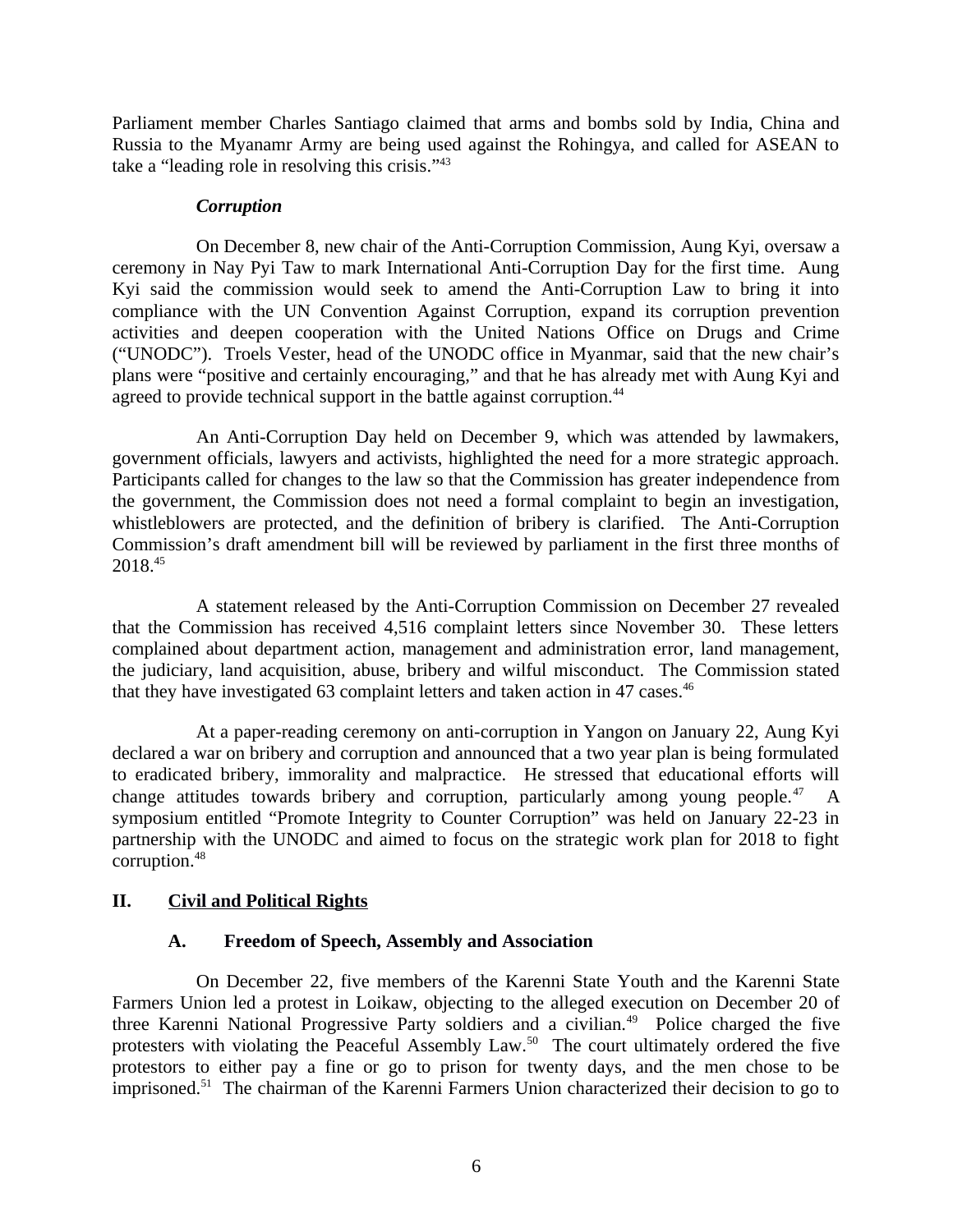Parliament member Charles Santiago claimed that arms and bombs sold by India, China and Russia to the Myanamr Army are being used against the Rohingya, and called for ASEAN to take a "leading role in resolving this crisis."[43]

#### *Corruption*

On December 8, new chair of the Anti-Corruption Commission, Aung Kyi, oversaw a ceremony in Nay Pyi Taw to mark International Anti-Corruption Day for the first time. Aung Kyi said the commission would seek to amend the Anti-Corruption Law to bring it into compliance with the UN Convention Against Corruption, expand its corruption prevention activities and deepen cooperation with the United Nations Office on Drugs and Crime ("UNODC"). Troels Vester, head of the UNODC office in Myanmar, said that the new chair's plans were "positive and certainly encouraging," and that he has already met with Aung Kyi and agreed to provide technical support in the battle against corruption.[44]

An Anti-Corruption Day held on December 9, which was attended by lawmakers, government officials, lawyers and activists, highlighted the need for a more strategic approach. Participants called for changes to the law so that the Commission has greater independence from the government, the Commission does not need a formal complaint to begin an investigation, whistleblowers are protected, and the definition of bribery is clarified. The Anti-Corruption Commission's draft amendment bill will be reviewed by parliament in the first three months of 2018.[45]

A statement released by the Anti-Corruption Commission on December 27 revealed that the Commission has received 4,516 complaint letters since November 30. These letters complained about department action, management and administration error, land management, the judiciary, land acquisition, abuse, bribery and wilful misconduct. The Commission stated that they have investigated 63 complaint letters and taken action in 47 cases.[46]

At a paper-reading ceremony on anti-corruption in Yangon on January 22, Aung Kyi declared a war on bribery and corruption and announced that a two year plan is being formulated to eradicated bribery, immorality and malpractice. He stressed that educational efforts will change attitudes towards bribery and corruption, particularly among young people.[47] A symposium entitled "Promote Integrity to Counter Corruption" was held on January 22-23 in partnership with the UNODC and aimed to focus on the strategic work plan for 2018 to fight corruption.[48]

## II. Civil and Political Rights

### A. Freedom of Speech, Assembly and Association

On December 22, five members of the Karenni State Youth and the Karenni State Farmers Union led a protest in Loikaw, objecting to the alleged execution on December 20 of three Karenni National Progressive Party soldiers and a civilian.[49] Police charged the five protesters with violating the Peaceful Assembly Law.[50] The court ultimately ordered the five protestors to either pay a fine or go to prison for twenty days, and the men chose to be imprisoned.[51] The chairman of the Karenni Farmers Union characterized their decision to go to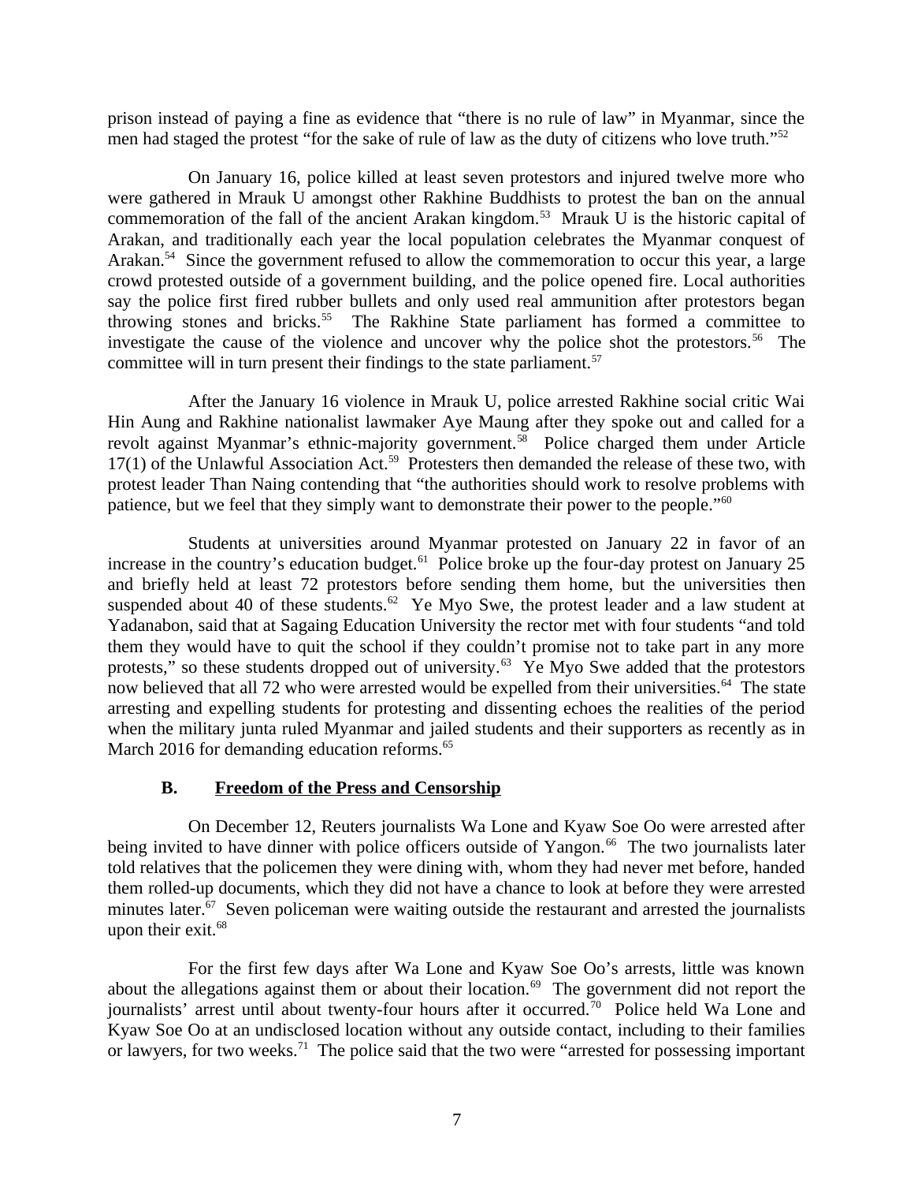prison instead of paying a fine as evidence that "there is no rule of law" in Myanmar, since the men had staged the protest "for the sake of rule of law as the duty of citizens who love truth."[52]

On January 16, police killed at least seven protestors and injured twelve more who were gathered in Mrauk U amongst other Rakhine Buddhists to protest the ban on the annual commemoration of the fall of the ancient Arakan kingdom.[53] Mrauk U is the historic capital of Arakan, and traditionally each year the local population celebrates the Myanmar conquest of Arakan.[54] Since the government refused to allow the commemoration to occur this year, a large crowd protested outside of a government building, and the police opened fire. Local authorities say the police first fired rubber bullets and only used real ammunition after protestors began throwing stones and bricks.[55] The Rakhine State parliament has formed a committee to investigate the cause of the violence and uncover why the police shot the protestors.[56] The committee will in turn present their findings to the state parliament.[57]

After the January 16 violence in Mrauk U, police arrested Rakhine social critic Wai Hin Aung and Rakhine nationalist lawmaker Aye Maung after they spoke out and called for a revolt against Myanmar's ethnic-majority government.[58] Police charged them under Article 17(1) of the Unlawful Association Act.[59] Protesters then demanded the release of these two, with protest leader Than Naing contending that "the authorities should work to resolve problems with patience, but we feel that they simply want to demonstrate their power to the people."[60]

Students at universities around Myanmar protested on January 22 in favor of an increase in the country's education budget.[61] Police broke up the four-day protest on January 25 and briefly held at least 72 protestors before sending them home, but the universities then suspended about 40 of these students.[62] Ye Myo Swe, the protest leader and a law student at Yadanabon, said that at Sagaing Education University the rector met with four students "and told them they would have to quit the school if they couldn't promise not to take part in any more protests," so these students dropped out of university.[63] Ye Myo Swe added that the protestors now believed that all 72 who were arrested would be expelled from their universities.[64] The state arresting and expelling students for protesting and dissenting echoes the realities of the period when the military junta ruled Myanmar and jailed students and their supporters as recently as in March 2016 for demanding education reforms.[65]

### B. Freedom of the Press and Censorship

On December 12, Reuters journalists Wa Lone and Kyaw Soe Oo were arrested after being invited to have dinner with police officers outside of Yangon.[66] The two journalists later told relatives that the policemen they were dining with, whom they had never met before, handed them rolled-up documents, which they did not have a chance to look at before they were arrested minutes later.[67] Seven policeman were waiting outside the restaurant and arrested the journalists upon their exit.[68]

For the first few days after Wa Lone and Kyaw Soe Oo's arrests, little was known about the allegations against them or about their location.[69] The government did not report the journalists' arrest until about twenty-four hours after it occurred.[70] Police held Wa Lone and Kyaw Soe Oo at an undisclosed location without any outside contact, including to their families or lawyers, for two weeks.[71] The police said that the two were "arrested for possessing important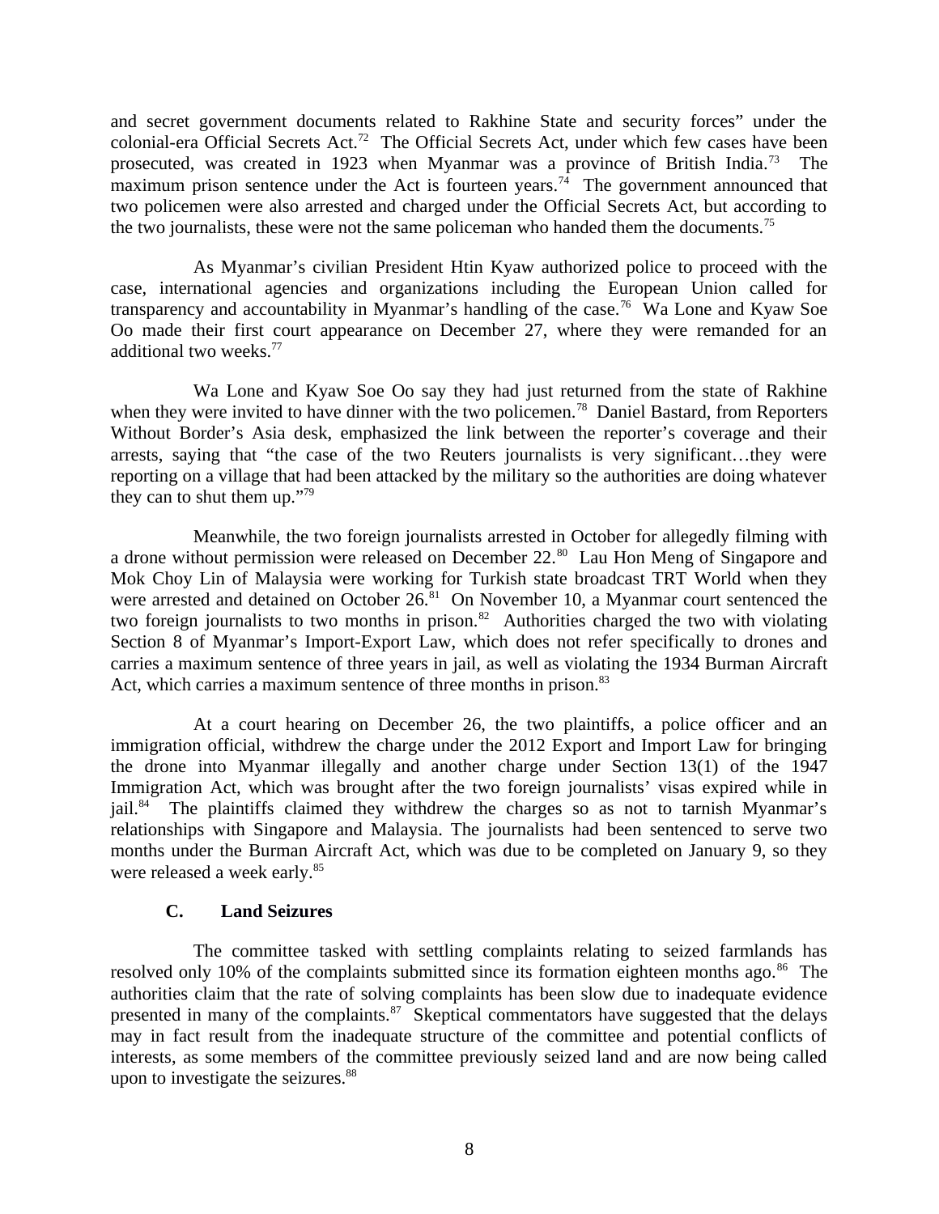and secret government documents related to Rakhine State and security forces" under the colonial-era Official Secrets Act.[72] The Official Secrets Act, under which few cases have been prosecuted, was created in 1923 when Myanmar was a province of British India.[73] The maximum prison sentence under the Act is fourteen years.[74] The government announced that two policemen were also arrested and charged under the Official Secrets Act, but according to the two journalists, these were not the same policeman who handed them the documents.[75]

As Myanmar's civilian President Htin Kyaw authorized police to proceed with the case, international agencies and organizations including the European Union called for transparency and accountability in Myanmar's handling of the case.[76] Wa Lone and Kyaw Soe Oo made their first court appearance on December 27, where they were remanded for an additional two weeks.[77]

Wa Lone and Kyaw Soe Oo say they had just returned from the state of Rakhine when they were invited to have dinner with the two policemen.[78] Daniel Bastard, from Reporters Without Border's Asia desk, emphasized the link between the reporter's coverage and their arrests, saying that "the case of the two Reuters journalists is very significant…they were reporting on a village that had been attacked by the military so the authorities are doing whatever they can to shut them up."[79]

Meanwhile, the two foreign journalists arrested in October for allegedly filming with a drone without permission were released on December 22.[80] Lau Hon Meng of Singapore and Mok Choy Lin of Malaysia were working for Turkish state broadcast TRT World when they were arrested and detained on October 26.[81] On November 10, a Myanmar court sentenced the two foreign journalists to two months in prison.[82] Authorities charged the two with violating Section 8 of Myanmar's Import-Export Law, which does not refer specifically to drones and carries a maximum sentence of three years in jail, as well as violating the 1934 Burman Aircraft Act, which carries a maximum sentence of three months in prison.[83]

At a court hearing on December 26, the two plaintiffs, a police officer and an immigration official, withdrew the charge under the 2012 Export and Import Law for bringing the drone into Myanmar illegally and another charge under Section 13(1) of the 1947 Immigration Act, which was brought after the two foreign journalists' visas expired while in jail.[84] The plaintiffs claimed they withdrew the charges so as not to tarnish Myanmar's relationships with Singapore and Malaysia. The journalists had been sentenced to serve two months under the Burman Aircraft Act, which was due to be completed on January 9, so they were released a week early.[85]

### C. Land Seizures

The committee tasked with settling complaints relating to seized farmlands has resolved only 10% of the complaints submitted since its formation eighteen months ago.[86] The authorities claim that the rate of solving complaints has been slow due to inadequate evidence presented in many of the complaints.[87] Skeptical commentators have suggested that the delays may in fact result from the inadequate structure of the committee and potential conflicts of interests, as some members of the committee previously seized land and are now being called upon to investigate the seizures.[88]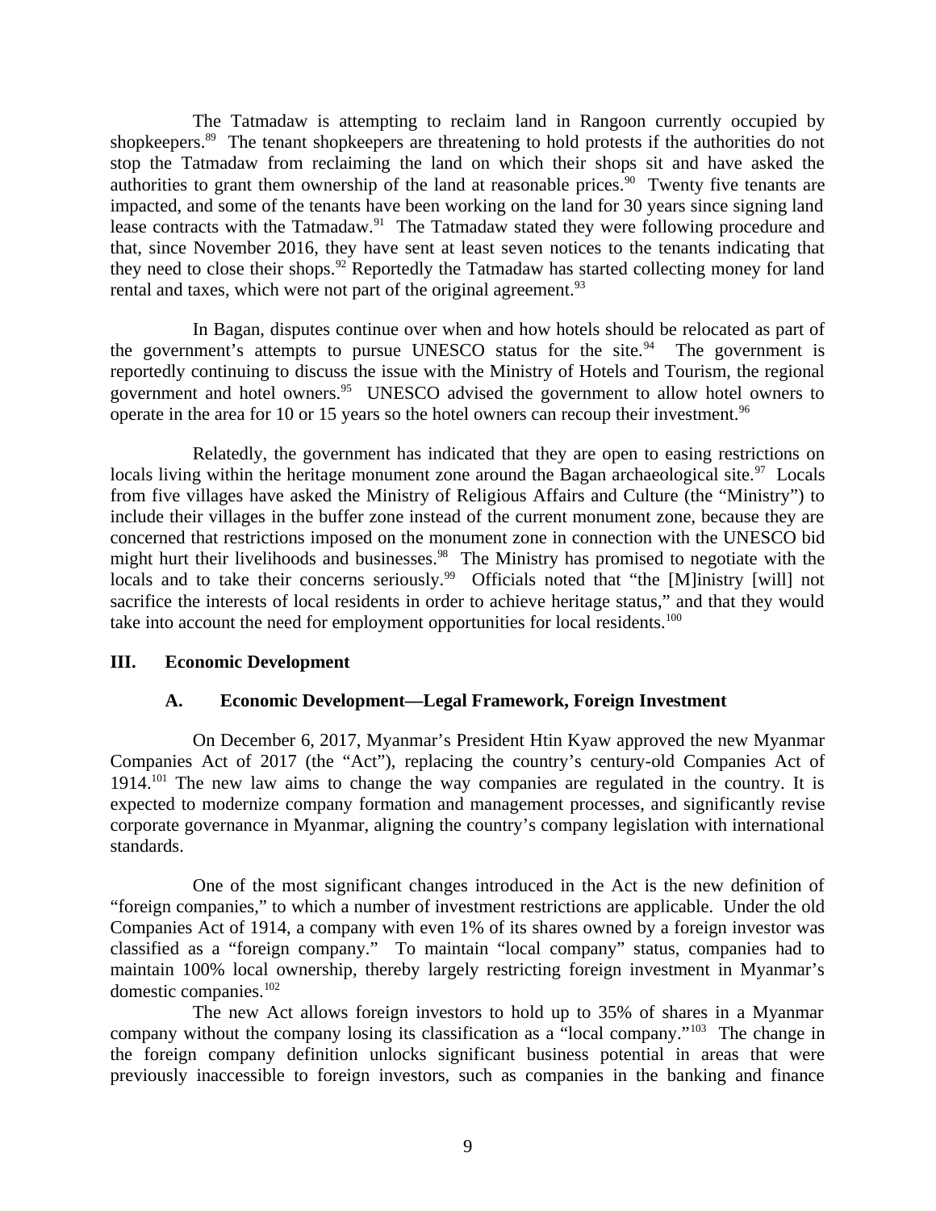The Tatmadaw is attempting to reclaim land in Rangoon currently occupied by shopkeepers.[89] The tenant shopkeepers are threatening to hold protests if the authorities do not stop the Tatmadaw from reclaiming the land on which their shops sit and have asked the authorities to grant them ownership of the land at reasonable prices.[90] Twenty five tenants are impacted, and some of the tenants have been working on the land for 30 years since signing land lease contracts with the Tatmadaw.[91] The Tatmadaw stated they were following procedure and that, since November 2016, they have sent at least seven notices to the tenants indicating that they need to close their shops.[92] Reportedly the Tatmadaw has started collecting money for land rental and taxes, which were not part of the original agreement.[93]

In Bagan, disputes continue over when and how hotels should be relocated as part of the government's attempts to pursue UNESCO status for the site.[94] The government is reportedly continuing to discuss the issue with the Ministry of Hotels and Tourism, the regional government and hotel owners.[95] UNESCO advised the government to allow hotel owners to operate in the area for 10 or 15 years so the hotel owners can recoup their investment.[96]

Relatedly, the government has indicated that they are open to easing restrictions on locals living within the heritage monument zone around the Bagan archaeological site.[97] Locals from five villages have asked the Ministry of Religious Affairs and Culture (the "Ministry") to include their villages in the buffer zone instead of the current monument zone, because they are concerned that restrictions imposed on the monument zone in connection with the UNESCO bid might hurt their livelihoods and businesses.[98] The Ministry has promised to negotiate with the locals and to take their concerns seriously.[99] Officials noted that "the [M]inistry [will] not sacrifice the interests of local residents in order to achieve heritage status," and that they would take into account the need for employment opportunities for local residents.[100]

## III. Economic Development

### A. Economic Development—Legal Framework, Foreign Investment

On December 6, 2017, Myanmar's President Htin Kyaw approved the new Myanmar Companies Act of 2017 (the "Act"), replacing the country's century-old Companies Act of 1914.[101] The new law aims to change the way companies are regulated in the country. It is expected to modernize company formation and management processes, and significantly revise corporate governance in Myanmar, aligning the country's company legislation with international standards.

One of the most significant changes introduced in the Act is the new definition of "foreign companies," to which a number of investment restrictions are applicable. Under the old Companies Act of 1914, a company with even 1% of its shares owned by a foreign investor was classified as a "foreign company." To maintain "local company" status, companies had to maintain 100% local ownership, thereby largely restricting foreign investment in Myanmar's domestic companies.[102]

The new Act allows foreign investors to hold up to 35% of shares in a Myanmar company without the company losing its classification as a "local company."[103] The change in the foreign company definition unlocks significant business potential in areas that were previously inaccessible to foreign investors, such as companies in the banking and finance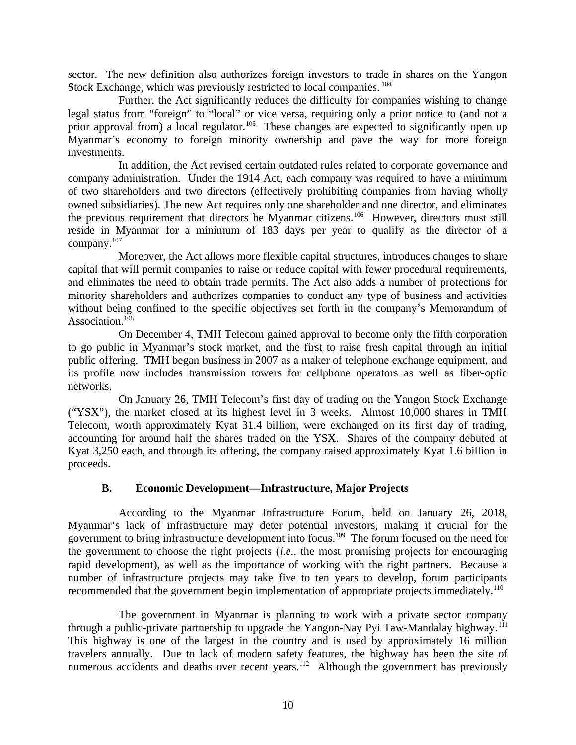sector. The new definition also authorizes foreign investors to trade in shares on the Yangon Stock Exchange, which was previously restricted to local companies.[104]

Further, the Act significantly reduces the difficulty for companies wishing to change legal status from "foreign" to "local" or vice versa, requiring only a prior notice to (and not a prior approval from) a local regulator.[105] These changes are expected to significantly open up Myanmar's economy to foreign minority ownership and pave the way for more foreign investments.

In addition, the Act revised certain outdated rules related to corporate governance and company administration. Under the 1914 Act, each company was required to have a minimum of two shareholders and two directors (effectively prohibiting companies from having wholly owned subsidiaries). The new Act requires only one shareholder and one director, and eliminates the previous requirement that directors be Myanmar citizens.[106] However, directors must still reside in Myanmar for a minimum of 183 days per year to qualify as the director of a company.[107]

Moreover, the Act allows more flexible capital structures, introduces changes to share capital that will permit companies to raise or reduce capital with fewer procedural requirements, and eliminates the need to obtain trade permits. The Act also adds a number of protections for minority shareholders and authorizes companies to conduct any type of business and activities without being confined to the specific objectives set forth in the company's Memorandum of Association.[108]

On December 4, TMH Telecom gained approval to become only the fifth corporation to go public in Myanmar's stock market, and the first to raise fresh capital through an initial public offering. TMH began business in 2007 as a maker of telephone exchange equipment, and its profile now includes transmission towers for cellphone operators as well as fiber-optic networks.

On January 26, TMH Telecom's first day of trading on the Yangon Stock Exchange ("YSX"), the market closed at its highest level in 3 weeks. Almost 10,000 shares in TMH Telecom, worth approximately Kyat 31.4 billion, were exchanged on its first day of trading, accounting for around half the shares traded on the YSX. Shares of the company debuted at Kyat 3,250 each, and through its offering, the company raised approximately Kyat 1.6 billion in proceeds.

### B. Economic Development—Infrastructure, Major Projects

According to the Myanmar Infrastructure Forum, held on January 26, 2018, Myanmar's lack of infrastructure may deter potential investors, making it crucial for the government to bring infrastructure development into focus.[109] The forum focused on the need for the government to choose the right projects (*i.e.*, the most promising projects for encouraging rapid development), as well as the importance of working with the right partners. Because a number of infrastructure projects may take five to ten years to develop, forum participants recommended that the government begin implementation of appropriate projects immediately.[110]

The government in Myanmar is planning to work with a private sector company through a public-private partnership to upgrade the Yangon-Nay Pyi Taw-Mandalay highway.[111] This highway is one of the largest in the country and is used by approximately 16 million travelers annually. Due to lack of modern safety features, the highway has been the site of numerous accidents and deaths over recent years.[112] Although the government has previously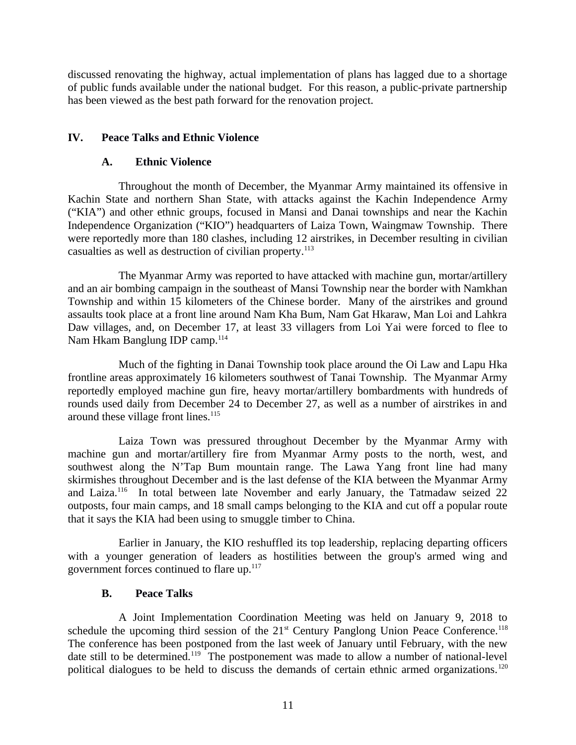discussed renovating the highway, actual implementation of plans has lagged due to a shortage of public funds available under the national budget. For this reason, a public-private partnership has been viewed as the best path forward for the renovation project.

## IV. Peace Talks and Ethnic Violence

### A. Ethnic Violence

Throughout the month of December, the Myanmar Army maintained its offensive in Kachin State and northern Shan State, with attacks against the Kachin Independence Army ("KIA") and other ethnic groups, focused in Mansi and Danai townships and near the Kachin Independence Organization ("KIO") headquarters of Laiza Town, Waingmaw Township. There were reportedly more than 180 clashes, including 12 airstrikes, in December resulting in civilian casualties as well as destruction of civilian property.[113]

The Myanmar Army was reported to have attacked with machine gun, mortar/artillery and an air bombing campaign in the southeast of Mansi Township near the border with Namkhan Township and within 15 kilometers of the Chinese border. Many of the airstrikes and ground assaults took place at a front line around Nam Kha Bum, Nam Gat Hkaraw, Man Loi and Lahkra Daw villages, and, on December 17, at least 33 villagers from Loi Yai were forced to flee to Nam Hkam Banglung IDP camp.[114]

Much of the fighting in Danai Township took place around the Oi Law and Lapu Hka frontline areas approximately 16 kilometers southwest of Tanai Township. The Myanmar Army reportedly employed machine gun fire, heavy mortar/artillery bombardments with hundreds of rounds used daily from December 24 to December 27, as well as a number of airstrikes in and around these village front lines.[115]

Laiza Town was pressured throughout December by the Myanmar Army with machine gun and mortar/artillery fire from Myanmar Army posts to the north, west, and southwest along the N'Tap Bum mountain range. The Lawa Yang front line had many skirmishes throughout December and is the last defense of the KIA between the Myanmar Army and Laiza.[116] In total between late November and early January, the Tatmadaw seized 22 outposts, four main camps, and 18 small camps belonging to the KIA and cut off a popular route that it says the KIA had been using to smuggle timber to China.

Earlier in January, the KIO reshuffled its top leadership, replacing departing officers with a younger generation of leaders as hostilities between the group's armed wing and government forces continued to flare up.[117]

### B. Peace Talks

A Joint Implementation Coordination Meeting was held on January 9, 2018 to schedule the upcoming third session of the 21st Century Panglong Union Peace Conference.[118] The conference has been postponed from the last week of January until February, with the new date still to be determined.[119] The postponement was made to allow a number of national-level political dialogues to be held to discuss the demands of certain ethnic armed organizations.[120]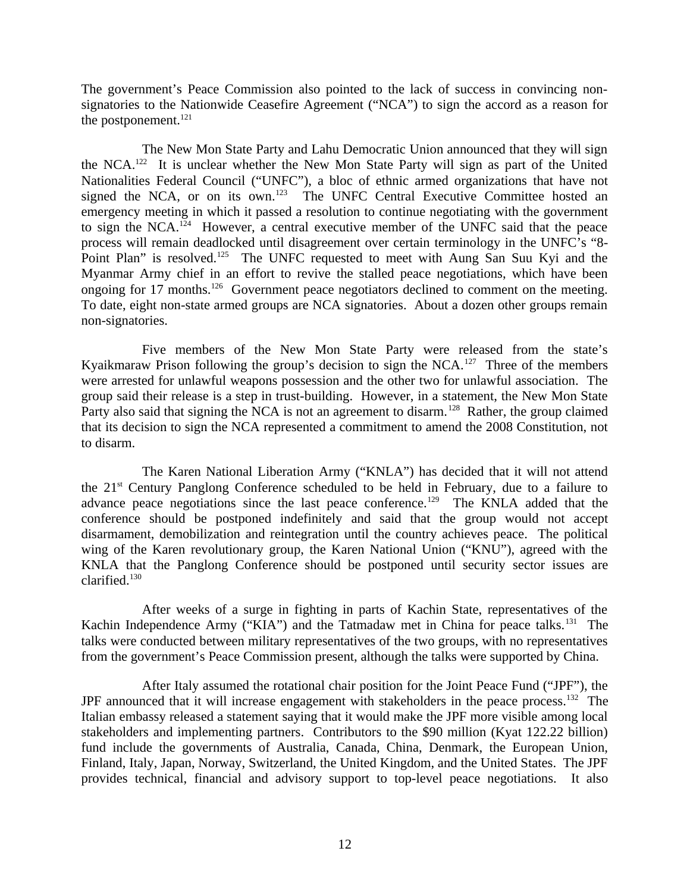The government's Peace Commission also pointed to the lack of success in convincing non-signatories to the Nationwide Ceasefire Agreement ("NCA") to sign the accord as a reason for the postponement.[121]

The New Mon State Party and Lahu Democratic Union announced that they will sign the NCA.[122] It is unclear whether the New Mon State Party will sign as part of the United Nationalities Federal Council ("UNFC"), a bloc of ethnic armed organizations that have not signed the NCA, or on its own.[123] The UNFC Central Executive Committee hosted an emergency meeting in which it passed a resolution to continue negotiating with the government to sign the NCA.[124] However, a central executive member of the UNFC said that the peace process will remain deadlocked until disagreement over certain terminology in the UNFC's "8-Point Plan" is resolved.[125] The UNFC requested to meet with Aung San Suu Kyi and the Myanmar Army chief in an effort to revive the stalled peace negotiations, which have been ongoing for 17 months.[126] Government peace negotiators declined to comment on the meeting. To date, eight non-state armed groups are NCA signatories. About a dozen other groups remain non-signatories.

Five members of the New Mon State Party were released from the state's Kyaikmaraw Prison following the group's decision to sign the NCA.[127] Three of the members were arrested for unlawful weapons possession and the other two for unlawful association. The group said their release is a step in trust-building. However, in a statement, the New Mon State Party also said that signing the NCA is not an agreement to disarm.[128] Rather, the group claimed that its decision to sign the NCA represented a commitment to amend the 2008 Constitution, not to disarm.

The Karen National Liberation Army ("KNLA") has decided that it will not attend the 21st Century Panglong Conference scheduled to be held in February, due to a failure to advance peace negotiations since the last peace conference.[129] The KNLA added that the conference should be postponed indefinitely and said that the group would not accept disarmament, demobilization and reintegration until the country achieves peace. The political wing of the Karen revolutionary group, the Karen National Union ("KNU"), agreed with the KNLA that the Panglong Conference should be postponed until security sector issues are clarified.[130]

After weeks of a surge in fighting in parts of Kachin State, representatives of the Kachin Independence Army ("KIA") and the Tatmadaw met in China for peace talks.[131] The talks were conducted between military representatives of the two groups, with no representatives from the government's Peace Commission present, although the talks were supported by China.

After Italy assumed the rotational chair position for the Joint Peace Fund ("JPF"), the JPF announced that it will increase engagement with stakeholders in the peace process.[132] The Italian embassy released a statement saying that it would make the JPF more visible among local stakeholders and implementing partners. Contributors to the $90 million (Kyat 122.22 billion) fund include the governments of Australia, Canada, China, Denmark, the European Union, Finland, Italy, Japan, Norway, Switzerland, the United Kingdom, and the United States. The JPF provides technical, financial and advisory support to top-level peace negotiations. It also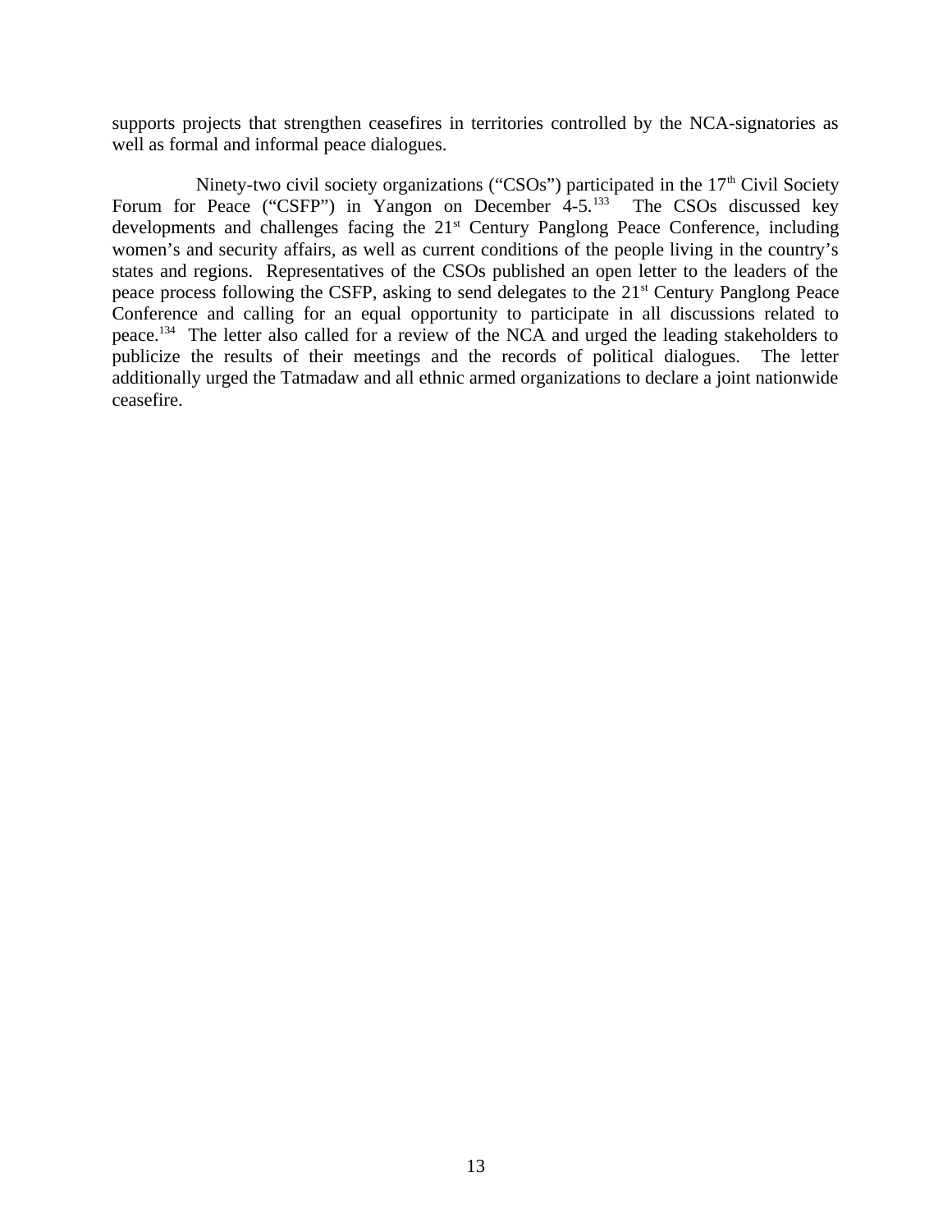supports projects that strengthen ceasefires in territories controlled by the NCA-signatories as well as formal and informal peace dialogues.

Ninety-two civil society organizations ("CSOs") participated in the 17th Civil Society Forum for Peace ("CSFP") in Yangon on December 4-5.[133] The CSOs discussed key developments and challenges facing the 21st Century Panglong Peace Conference, including women's and security affairs, as well as current conditions of the people living in the country's states and regions. Representatives of the CSOs published an open letter to the leaders of the peace process following the CSFP, asking to send delegates to the 21st Century Panglong Peace Conference and calling for an equal opportunity to participate in all discussions related to peace.[134] The letter also called for a review of the NCA and urged the leading stakeholders to publicize the results of their meetings and the records of political dialogues. The letter additionally urged the Tatmadaw and all ethnic armed organizations to declare a joint nationwide ceasefire.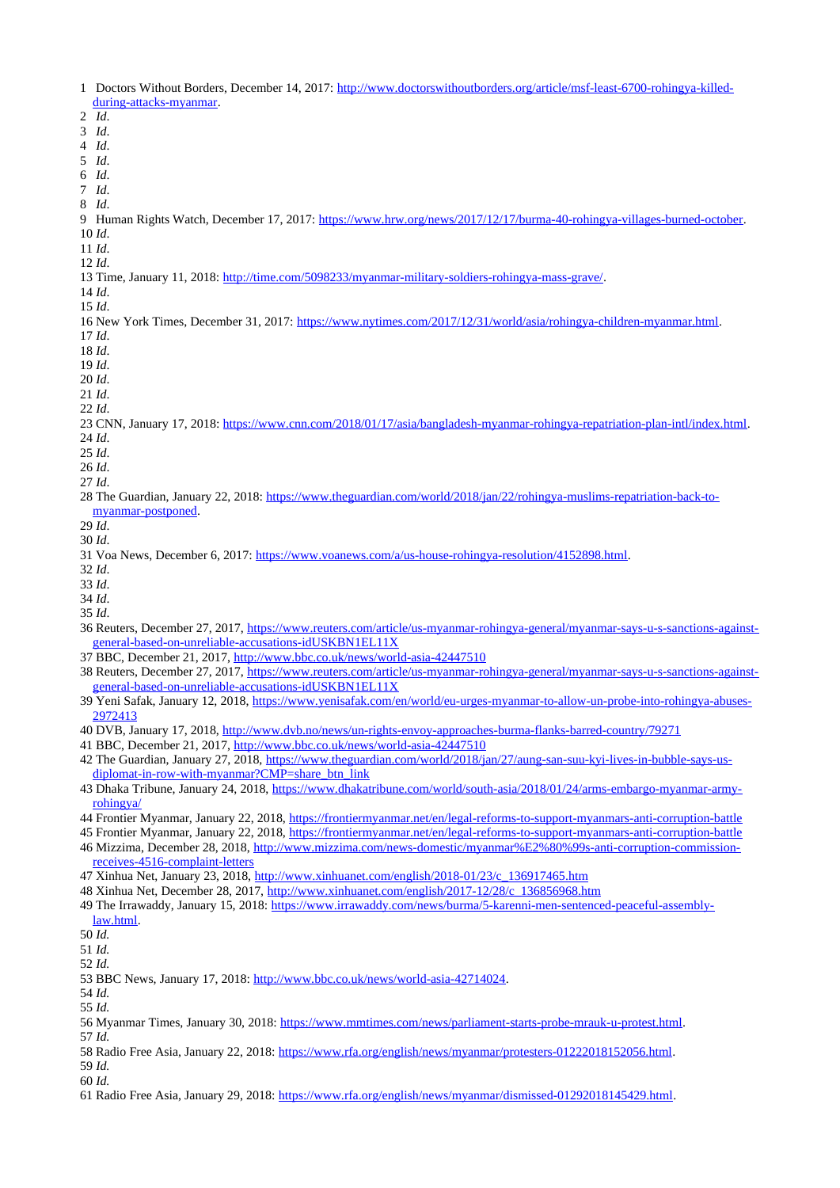1 Doctors Without Borders, December 14, 2017: http://www.doctorswithoutborders.org/article/msf-least-6700-rohingya-killed-during-attacks-myanmar.
2 *Id*.
3 *Id*.
4 *Id*.
5 *Id*.
6 *Id*.
7 *Id*.
8 *Id*.
9 Human Rights Watch, December 17, 2017: https://www.hrw.org/news/2017/12/17/burma-40-rohingya-villages-burned-october.
10 *Id*.
11 *Id*.
12 *Id*.
13 Time, January 11, 2018: http://time.com/5098233/myanmar-military-soldiers-rohingya-mass-grave/.
14 *Id*.
15 *Id*.
16 New York Times, December 31, 2017: https://www.nytimes.com/2017/12/31/world/asia/rohingya-children-myanmar.html.
17 *Id*.
18 *Id*.
19 *Id*.
20 *Id*.
21 *Id*.
22 *Id*.
23 CNN, January 17, 2018: https://www.cnn.com/2018/01/17/asia/bangladesh-myanmar-rohingya-repatriation-plan-intl/index.html.
24 *Id*.
25 *Id*.
26 *Id*.
27 *Id*.
28 The Guardian, January 22, 2018: https://www.theguardian.com/world/2018/jan/22/rohingya-muslims-repatriation-back-to-myanmar-postponed.
29 *Id*.
30 *Id*.
31 Voa News, December 6, 2017: https://www.voanews.com/a/us-house-rohingya-resolution/4152898.html.
32 *Id*.
33 *Id*.
34 *Id*.
35 *Id*.
36 Reuters, December 27, 2017, https://www.reuters.com/article/us-myanmar-rohingya-general/myanmar-says-u-s-sanctions-against-general-based-on-unreliable-accusations-idUSKBN1EL11X
37 BBC, December 21, 2017, http://www.bbc.co.uk/news/world-asia-42447510
38 Reuters, December 27, 2017, https://www.reuters.com/article/us-myanmar-rohingya-general/myanmar-says-u-s-sanctions-against-general-based-on-unreliable-accusations-idUSKBN1EL11X
39 Yeni Safak, January 12, 2018, https://www.yenisafak.com/en/world/eu-urges-myanmar-to-allow-un-probe-into-rohingya-abuses-2972413
40 DVB, January 17, 2018, http://www.dvb.no/news/un-rights-envoy-approaches-burma-flanks-barred-country/79271
41 BBC, December 21, 2017, http://www.bbc.co.uk/news/world-asia-42447510
42 The Guardian, January 27, 2018, https://www.theguardian.com/world/2018/jan/27/aung-san-suu-kyi-lives-in-bubble-says-us-diplomat-in-row-with-myanmar?CMP=share_btn_link
43 Dhaka Tribune, January 24, 2018, https://www.dhakatribune.com/world/south-asia/2018/01/24/arms-embargo-myanmar-army-rohingya/
44 Frontier Myanmar, January 22, 2018, https://frontiermyanmar.net/en/legal-reforms-to-support-myanmars-anti-corruption-battle
45 Frontier Myanmar, January 22, 2018, https://frontiermyanmar.net/en/legal-reforms-to-support-myanmars-anti-corruption-battle
46 Mizzima, December 28, 2018, http://www.mizzima.com/news-domestic/myanmar%E2%80%99s-anti-corruption-commission-receives-4516-complaint-letters
47 Xinhua Net, January 23, 2018, http://www.xinhuanet.com/english/2018-01/23/c_136917465.htm
48 Xinhua Net, December 28, 2017, http://www.xinhuanet.com/english/2017-12/28/c_136856968.htm
49 The Irrawaddy, January 15, 2018: https://www.irrawaddy.com/news/burma/5-karenni-men-sentenced-peaceful-assembly-law.html.
50 *Id.*
51 *Id.*
52 *Id.*
53 BBC News, January 17, 2018: http://www.bbc.co.uk/news/world-asia-42714024.
54 *Id.*
55 *Id.*
56 Myanmar Times, January 30, 2018: https://www.mmtimes.com/news/parliament-starts-probe-mrauk-u-protest.html.
57 *Id.*
58 Radio Free Asia, January 22, 2018: https://www.rfa.org/english/news/myanmar/protesters-01222018152056.html.
59 *Id.*
60 *Id.*
61 Radio Free Asia, January 29, 2018: https://www.rfa.org/english/news/myanmar/dismissed-01292018145429.html.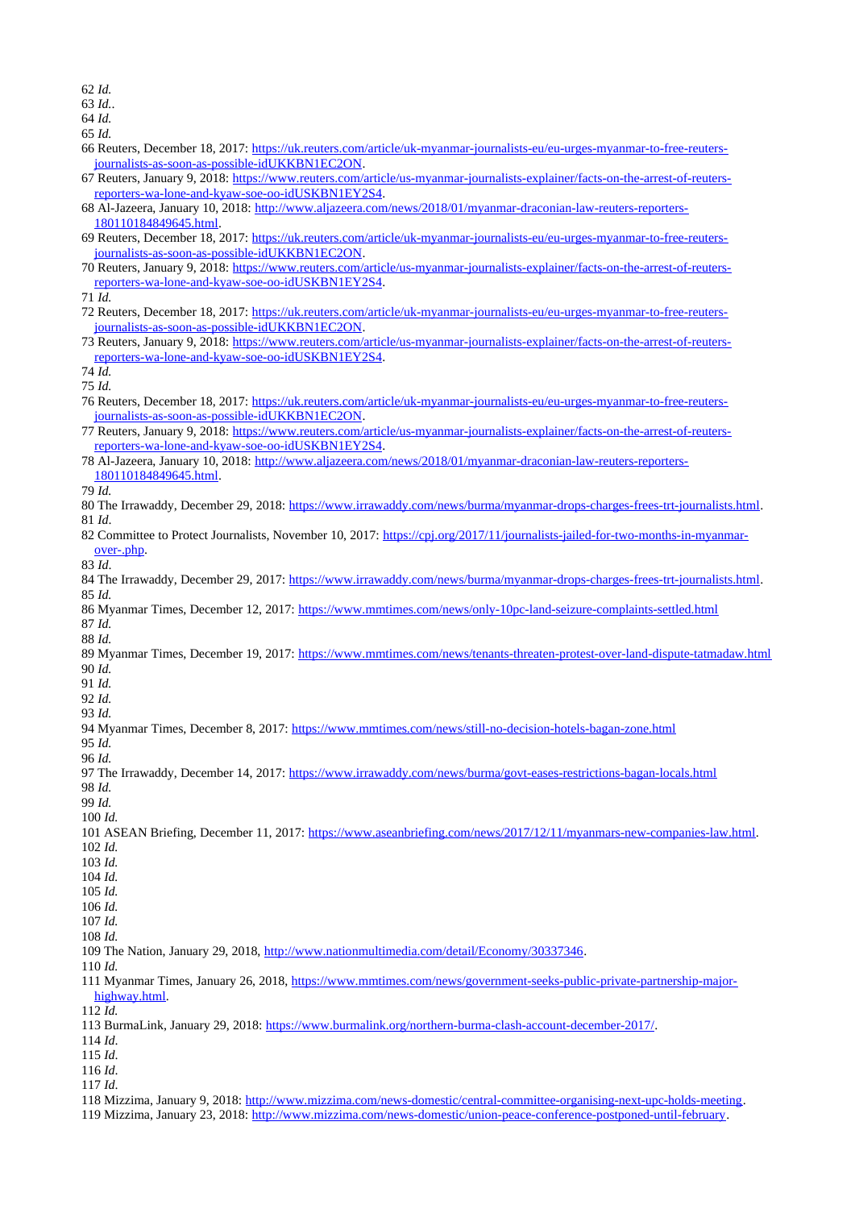62 *Id.*

63 *Id.*.

64 *Id.*

65 *Id.*

66 Reuters, December 18, 2017: https://uk.reuters.com/article/uk-myanmar-journalists-eu/eu-urges-myanmar-to-free-reuters-journalists-as-soon-as-possible-idUKKBN1EC2ON.

67 Reuters, January 9, 2018: https://www.reuters.com/article/us-myanmar-journalists-explainer/facts-on-the-arrest-of-reuters-reporters-wa-lone-and-kyaw-soe-oo-idUSKBN1EY2S4.

68 Al-Jazeera, January 10, 2018: http://www.aljazeera.com/news/2018/01/myanmar-draconian-law-reuters-reporters-180110184849645.html.

69 Reuters, December 18, 2017: https://uk.reuters.com/article/uk-myanmar-journalists-eu/eu-urges-myanmar-to-free-reuters-journalists-as-soon-as-possible-idUKKBN1EC2ON.

70 Reuters, January 9, 2018: https://www.reuters.com/article/us-myanmar-journalists-explainer/facts-on-the-arrest-of-reuters-reporters-wa-lone-and-kyaw-soe-oo-idUSKBN1EY2S4.

71 *Id.*

72 Reuters, December 18, 2017: https://uk.reuters.com/article/uk-myanmar-journalists-eu/eu-urges-myanmar-to-free-reuters-journalists-as-soon-as-possible-idUKKBN1EC2ON.

73 Reuters, January 9, 2018: https://www.reuters.com/article/us-myanmar-journalists-explainer/facts-on-the-arrest-of-reuters-reporters-wa-lone-and-kyaw-soe-oo-idUSKBN1EY2S4.

74 *Id.*

75 *Id.*

76 Reuters, December 18, 2017: https://uk.reuters.com/article/uk-myanmar-journalists-eu/eu-urges-myanmar-to-free-reuters-journalists-as-soon-as-possible-idUKKBN1EC2ON.

77 Reuters, January 9, 2018: https://www.reuters.com/article/us-myanmar-journalists-explainer/facts-on-the-arrest-of-reuters-reporters-wa-lone-and-kyaw-soe-oo-idUSKBN1EY2S4.

78 Al-Jazeera, January 10, 2018: http://www.aljazeera.com/news/2018/01/myanmar-draconian-law-reuters-reporters-180110184849645.html.

79 *Id.*

80 The Irrawaddy, December 29, 2018: https://www.irrawaddy.com/news/burma/myanmar-drops-charges-frees-trt-journalists.html.

81 *Id*.

82 Committee to Protect Journalists, November 10, 2017: https://cpj.org/2017/11/journalists-jailed-for-two-months-in-myanmar-over-.php.

83 *Id*.

84 The Irrawaddy, December 29, 2017: https://www.irrawaddy.com/news/burma/myanmar-drops-charges-frees-trt-journalists.html.

85 *Id.*

86 Myanmar Times, December 12, 2017: https://www.mmtimes.com/news/only-10pc-land-seizure-complaints-settled.html

87 *Id.*

88 *Id.*

89 Myanmar Times, December 19, 2017: https://www.mmtimes.com/news/tenants-threaten-protest-over-land-dispute-tatmadaw.html

90 *Id.*

91 *Id.*

92 *Id.*

93 *Id.*

94 Myanmar Times, December 8, 2017: https://www.mmtimes.com/news/still-no-decision-hotels-bagan-zone.html

95 *Id.*

96 *Id.*

97 The Irrawaddy, December 14, 2017: https://www.irrawaddy.com/news/burma/govt-eases-restrictions-bagan-locals.html

98 *Id.*

99 *Id.*

100 *Id.*

101 ASEAN Briefing, December 11, 2017: https://www.aseanbriefing.com/news/2017/12/11/myanmars-new-companies-law.html.

102 *Id.*

103 *Id.*

104 *Id.*

105 *Id.*

106 *Id.*

107 *Id.*

108 *Id.*

109 The Nation, January 29, 2018, http://www.nationmultimedia.com/detail/Economy/30337346.

110 *Id.*

111 Myanmar Times, January 26, 2018, https://www.mmtimes.com/news/government-seeks-public-private-partnership-major-highway.html.

112 *Id.*

113 BurmaLink, January 29, 2018: https://www.burmalink.org/northern-burma-clash-account-december-2017/.

114 *Id*.

115 *Id*.

116 *Id*.

117 *Id*.

118 Mizzima, January 9, 2018: http://www.mizzima.com/news-domestic/central-committee-organising-next-upc-holds-meeting.

119 Mizzima, January 23, 2018: http://www.mizzima.com/news-domestic/union-peace-conference-postponed-until-february.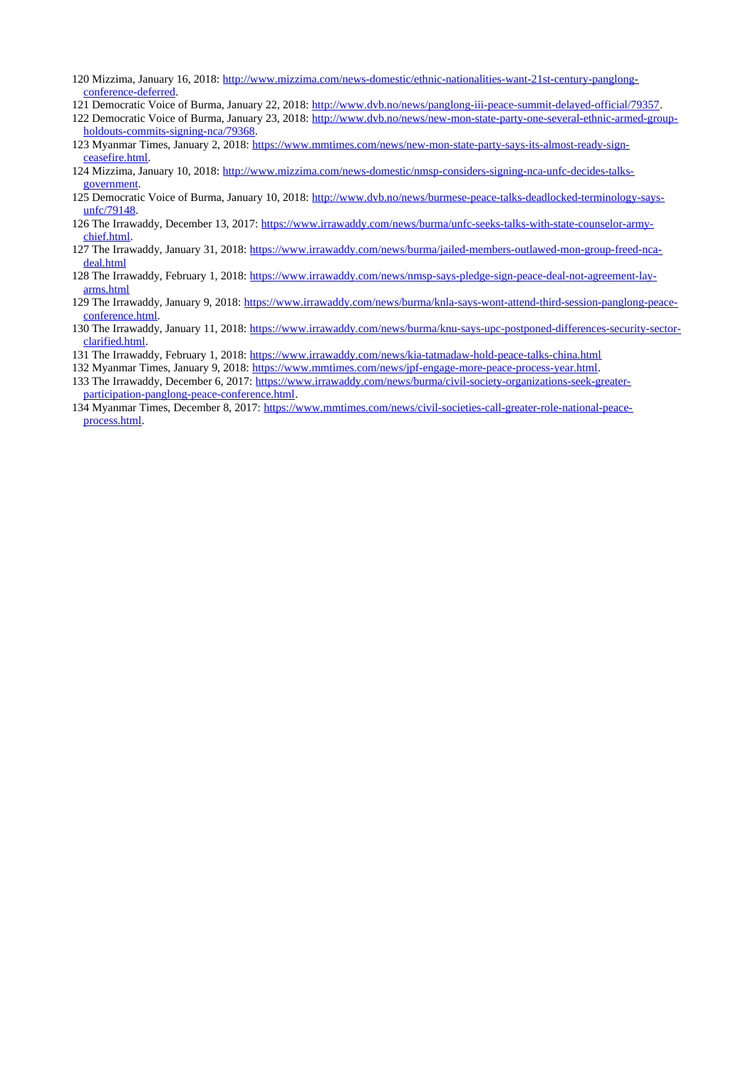120 Mizzima, January 16, 2018: http://www.mizzima.com/news-domestic/ethnic-nationalities-want-21st-century-panglong-conference-deferred.

121 Democratic Voice of Burma, January 22, 2018: http://www.dvb.no/news/panglong-iii-peace-summit-delayed-official/79357.

122 Democratic Voice of Burma, January 23, 2018: http://www.dvb.no/news/new-mon-state-party-one-several-ethnic-armed-group-holdouts-commits-signing-nca/79368.

123 Myanmar Times, January 2, 2018: https://www.mmtimes.com/news/new-mon-state-party-says-its-almost-ready-sign-ceasefire.html.

124 Mizzima, January 10, 2018: http://www.mizzima.com/news-domestic/nmsp-considers-signing-nca-unfc-decides-talks-government.

125 Democratic Voice of Burma, January 10, 2018: http://www.dvb.no/news/burmese-peace-talks-deadlocked-terminology-says-unfc/79148.

126 The Irrawaddy, December 13, 2017: https://www.irrawaddy.com/news/burma/unfc-seeks-talks-with-state-counselor-army-chief.html.

127 The Irrawaddy, January 31, 2018: https://www.irrawaddy.com/news/burma/jailed-members-outlawed-mon-group-freed-nca-deal.html

128 The Irrawaddy, February 1, 2018: https://www.irrawaddy.com/news/nmsp-says-pledge-sign-peace-deal-not-agreement-lay-arms.html

129 The Irrawaddy, January 9, 2018: https://www.irrawaddy.com/news/burma/knla-says-wont-attend-third-session-panglong-peace-conference.html.

130 The Irrawaddy, January 11, 2018: https://www.irrawaddy.com/news/burma/knu-says-upc-postponed-differences-security-sector-clarified.html.

131 The Irrawaddy, February 1, 2018: https://www.irrawaddy.com/news/kia-tatmadaw-hold-peace-talks-china.html

132 Myanmar Times, January 9, 2018: https://www.mmtimes.com/news/jpf-engage-more-peace-process-year.html.

133 The Irrawaddy, December 6, 2017: https://www.irrawaddy.com/news/burma/civil-society-organizations-seek-greater-participation-panglong-peace-conference.html.

134 Myanmar Times, December 8, 2017: https://www.mmtimes.com/news/civil-societies-call-greater-role-national-peace-process.html.